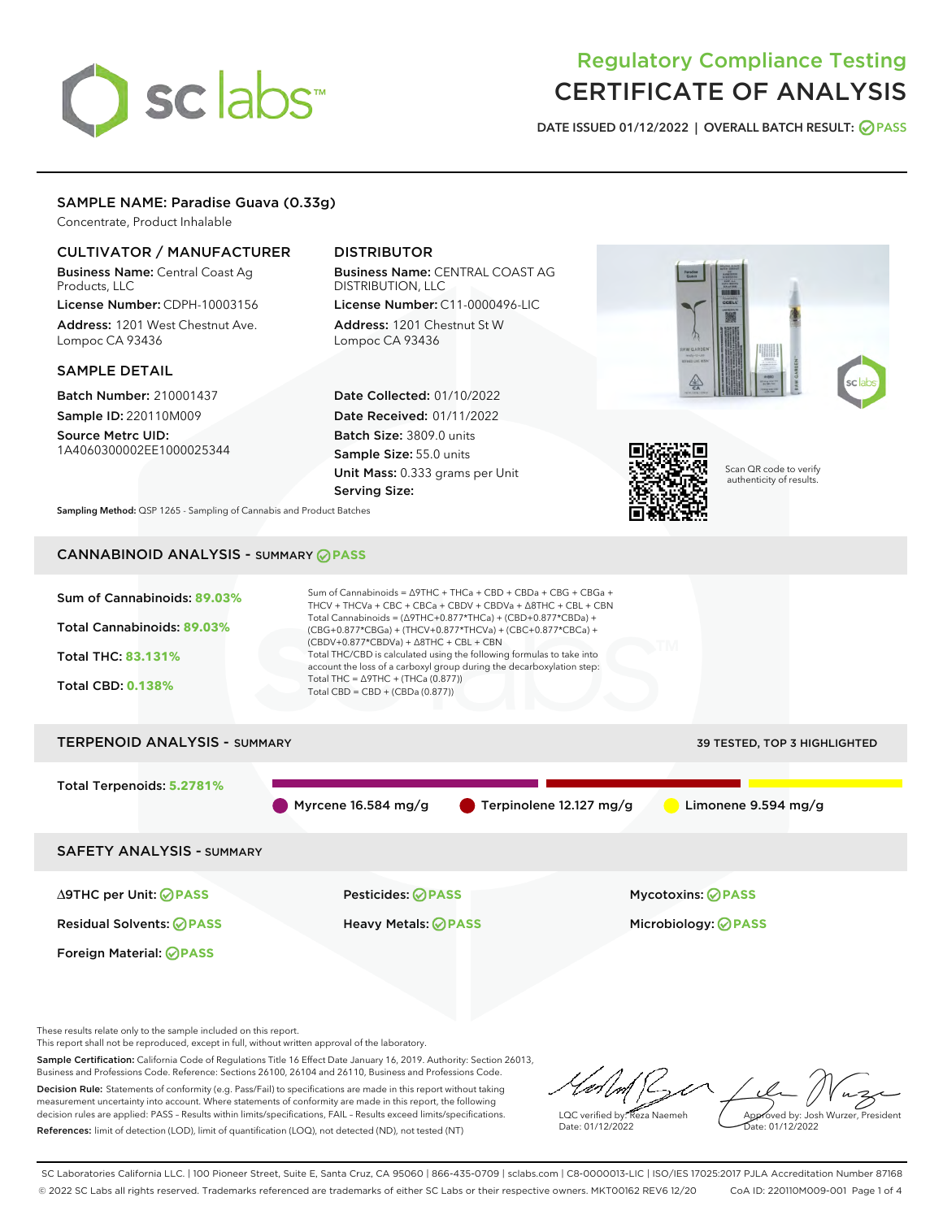# Regulatory Compliance Testing
# CERTIFICATE OF ANALYSIS

DATE ISSUED 01/12/2022 | OVERALL BATCH RESULT: PASS

## SAMPLE NAME: Paradise Guava (0.33g)

Concentrate, Product Inhalable

### CULTIVATOR / MANUFACTURER

**Business Name:** Central Coast Ag Products, LLC

**License Number:** CDPH-10003156

**Address:** 1201 West Chestnut Ave. Lompoc CA 93436

### DISTRIBUTOR

**Business Name:** CENTRAL COAST AG DISTRIBUTION, LLC

**License Number:** C11-0000496-LIC

**Address:** 1201 Chestnut St W Lompoc CA 93436

### SAMPLE DETAIL

**Batch Number:** 210001437

**Sample ID:** 220110M009

**Source Metrc UID:** 1A4060300002EE1000025344

**Date Collected:** 01/10/2022

**Date Received:** 01/11/2022

**Batch Size:** 3809.0 units

**Sample Size:** 55.0 units

**Unit Mass:** 0.333 grams per Unit

**Serving Size:**

Scan QR code to verify authenticity of results.

**Sampling Method:** QSP 1265 - Sampling of Cannabis and Product Batches

## CANNABINOID ANALYSIS - SUMMARY PASS

Sum of Cannabinoids: **89.03%**

Total Cannabinoids: **89.03%**

Total THC: **83.131%**

Total CBD: **0.138%**

Sum of Cannabinoids = Δ9THC + THCa + CBD + CBDa + CBG + CBGa + THCV + THCVa + CBC + CBCa + CBDV + CBDVa + Δ8THC + CBL + CBN

Total Cannabinoids = (Δ9THC+0.877*THCa) + (CBD+0.877*CBDa) + (CBG+0.877*CBGa) + (THCV+0.877*THCVa) + (CBC+0.877*CBCa) + (CBDV+0.877*CBDVa) + Δ8THC + CBL + CBN

Total THC/CBD is calculated using the following formulas to take into account the loss of a carboxyl group during the decarboxylation step:

Total THC = Δ9THC + (THCa (0.877))

Total CBD = CBD + (CBDa (0.877))

## TERPENOID ANALYSIS - SUMMARY

39 TESTED, TOP 3 HIGHLIGHTED

Total Terpenoids: **5.2781%**

- Myrcene 16.584 mg/g
- Terpinolene 12.127 mg/g
- Limonene 9.594 mg/g

## SAFETY ANALYSIS - SUMMARY

| | | |
|---|---|---|
| Δ9THC per Unit: PASS | Pesticides: PASS | Mycotoxins: PASS |
| Residual Solvents: PASS | Heavy Metals: PASS | Microbiology: PASS |
| Foreign Material: PASS | | |

These results relate only to the sample included on this report.
This report shall not be reproduced, except in full, without written approval of the laboratory.

**Sample Certification:** California Code of Regulations Title 16 Effect Date January 16, 2019. Authority: Section 26013, Business and Professions Code. Reference: Sections 26100, 26104 and 26110, Business and Professions Code.

**Decision Rule:** Statements of conformity (e.g. Pass/Fail) to specifications are made in this report without taking measurement uncertainty into account. Where statements of conformity are made in this report, the following decision rules are applied: PASS – Results within limits/specifications, FAIL – Results exceed limits/specifications.

**References:** limit of detection (LOD), limit of quantification (LOQ), not detected (ND), not tested (NT)

LQC verified by: Reza Naemeh
Date: 01/12/2022

Approved by: Josh Wurzer, President
Date: 01/12/2022

SC Laboratories California LLC. | 100 Pioneer Street, Suite E, Santa Cruz, CA 95060 | 866-435-0709 | sclabs.com | C8-0000013-LIC | ISO/IES 17025:2017 PJLA Accreditation Number 87168
© 2022 SC Labs all rights reserved. Trademarks referenced are trademarks of either SC Labs or their respective owners. MKT00162 REV6 12/20 CoA ID: 220110M009-001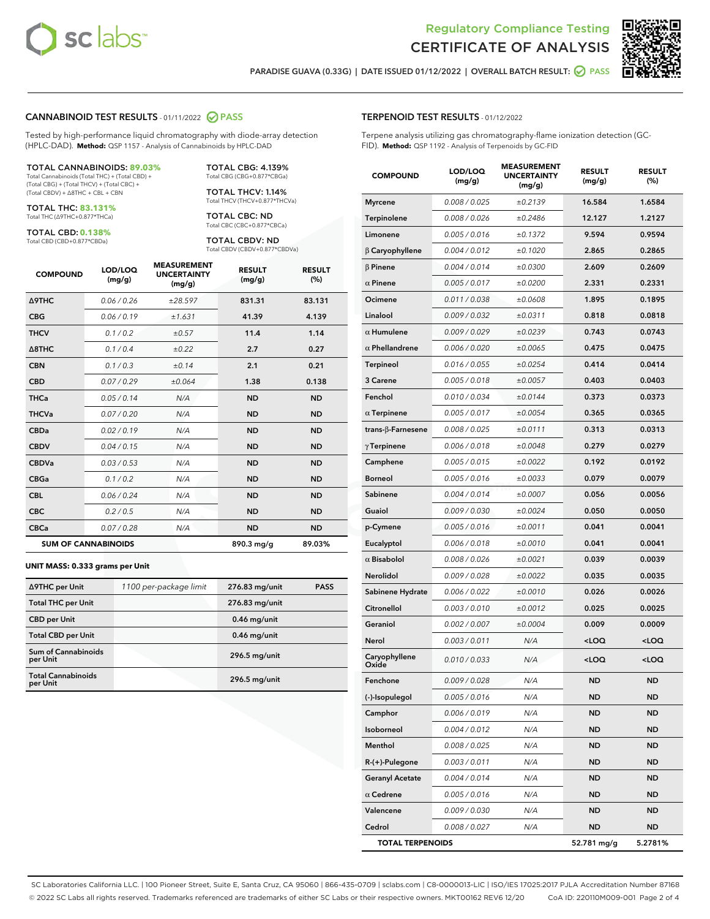Regulatory Compliance Testing
CERTIFICATE OF ANALYSIS

PARADISE GUAVA (0.33G) | DATE ISSUED 01/12/2022 | OVERALL BATCH RESULT: PASS

## CANNABINOID TEST RESULTS - 01/11/2022 PASS

Tested by high-performance liquid chromatography with diode-array detection (HPLC-DAD). **Method:** QSP 1157 - Analysis of Cannabinoids by HPLC-DAD

**TOTAL CANNABINOIDS: 89.03%**
Total Cannabinoids (Total THC) + (Total CBD) + (Total CBG) + (Total THCV) + (Total CBC) + (Total CBDV) + Δ8THC + CBL + CBN

**TOTAL THC: 83.131%**
Total THC (Δ9THC+0.877*THCa)

**TOTAL CBD: 0.138%**
Total CBD (CBD+0.877*CBDa)

**TOTAL CBG: 4.139%**
Total CBG (CBG+0.877*CBGa)

**TOTAL THCV: 1.14%**
Total THCV (THCV+0.877*THCVa)

**TOTAL CBC: ND**
Total CBC (CBC+0.877*CBCa)

**TOTAL CBDV: ND**
Total CBDV (CBDV+0.877*CBDVa)

| COMPOUND | LOD/LOQ (mg/g) | MEASUREMENT UNCERTAINTY (mg/g) | RESULT (mg/g) | RESULT (%) |
|---|---|---|---|---|
| Δ9THC | 0.06 / 0.26 | ±28.597 | 831.31 | 83.131 |
| CBG | 0.06 / 0.19 | ±1.631 | 41.39 | 4.139 |
| THCV | 0.1 / 0.2 | ±0.57 | 11.4 | 1.14 |
| Δ8THC | 0.1 / 0.4 | ±0.22 | 2.7 | 0.27 |
| CBN | 0.1 / 0.3 | ±0.14 | 2.1 | 0.21 |
| CBD | 0.07 / 0.29 | ±0.064 | 1.38 | 0.138 |
| THCa | 0.05 / 0.14 | N/A | ND | ND |
| THCVa | 0.07 / 0.20 | N/A | ND | ND |
| CBDa | 0.02 / 0.19 | N/A | ND | ND |
| CBDV | 0.04 / 0.15 | N/A | ND | ND |
| CBDVa | 0.03 / 0.53 | N/A | ND | ND |
| CBGa | 0.1 / 0.2 | N/A | ND | ND |
| CBL | 0.06 / 0.24 | N/A | ND | ND |
| CBC | 0.2 / 0.5 | N/A | ND | ND |
| CBCa | 0.07 / 0.28 | N/A | ND | ND |
| **SUM OF CANNABINOIDS** | | | 890.3 mg/g | 89.03% |

**UNIT MASS: 0.333 grams per Unit**

| | | | |
|---|---|---|---|
| Δ9THC per Unit | 1100 per-package limit | 276.83 mg/unit | PASS |
| Total THC per Unit | | 276.83 mg/unit | |
| CBD per Unit | | 0.46 mg/unit | |
| Total CBD per Unit | | 0.46 mg/unit | |
| Sum of Cannabinoids per Unit | | 296.5 mg/unit | |
| Total Cannabinoids per Unit | | 296.5 mg/unit | |

## TERPENOID TEST RESULTS - 01/12/2022

Terpene analysis utilizing gas chromatography-flame ionization detection (GC-FID). **Method:** QSP 1192 - Analysis of Terpenoids by GC-FID

| COMPOUND | LOD/LOQ (mg/g) | MEASUREMENT UNCERTAINTY (mg/g) | RESULT (mg/g) | RESULT (%) |
|---|---|---|---|---|
| Myrcene | 0.008 / 0.025 | ±0.2139 | 16.584 | 1.6584 |
| Terpinolene | 0.008 / 0.026 | ±0.2486 | 12.127 | 1.2127 |
| Limonene | 0.005 / 0.016 | ±0.1372 | 9.594 | 0.9594 |
| β Caryophyllene | 0.004 / 0.012 | ±0.1020 | 2.865 | 0.2865 |
| β Pinene | 0.004 / 0.014 | ±0.0300 | 2.609 | 0.2609 |
| α Pinene | 0.005 / 0.017 | ±0.0200 | 2.331 | 0.2331 |
| Ocimene | 0.011 / 0.038 | ±0.0608 | 1.895 | 0.1895 |
| Linalool | 0.009 / 0.032 | ±0.0311 | 0.818 | 0.0818 |
| α Humulene | 0.009 / 0.029 | ±0.0239 | 0.743 | 0.0743 |
| α Phellandrene | 0.006 / 0.020 | ±0.0065 | 0.475 | 0.0475 |
| Terpineol | 0.016 / 0.055 | ±0.0254 | 0.414 | 0.0414 |
| 3 Carene | 0.005 / 0.018 | ±0.0057 | 0.403 | 0.0403 |
| Fenchol | 0.010 / 0.034 | ±0.0144 | 0.373 | 0.0373 |
| α Terpinene | 0.005 / 0.017 | ±0.0054 | 0.365 | 0.0365 |
| trans-β-Farnesene | 0.008 / 0.025 | ±0.0111 | 0.313 | 0.0313 |
| γ Terpinene | 0.006 / 0.018 | ±0.0048 | 0.279 | 0.0279 |
| Camphene | 0.005 / 0.015 | ±0.0022 | 0.192 | 0.0192 |
| Borneol | 0.005 / 0.016 | ±0.0033 | 0.079 | 0.0079 |
| Sabinene | 0.004 / 0.014 | ±0.0007 | 0.056 | 0.0056 |
| Guaiol | 0.009 / 0.030 | ±0.0024 | 0.050 | 0.0050 |
| p-Cymene | 0.005 / 0.016 | ±0.0011 | 0.041 | 0.0041 |
| Eucalyptol | 0.006 / 0.018 | ±0.0010 | 0.041 | 0.0041 |
| α Bisabolol | 0.008 / 0.026 | ±0.0021 | 0.039 | 0.0039 |
| Nerolidol | 0.009 / 0.028 | ±0.0022 | 0.035 | 0.0035 |
| Sabinene Hydrate | 0.006 / 0.022 | ±0.0010 | 0.026 | 0.0026 |
| Citronellol | 0.003 / 0.010 | ±0.0012 | 0.025 | 0.0025 |
| Geraniol | 0.002 / 0.007 | ±0.0004 | 0.009 | 0.0009 |
| Nerol | 0.003 / 0.011 | N/A | <LOQ | <LOQ |
| Caryophyllene Oxide | 0.010 / 0.033 | N/A | <LOQ | <LOQ |
| Fenchone | 0.009 / 0.028 | N/A | ND | ND |
| (-)-Isopulegol | 0.005 / 0.016 | N/A | ND | ND |
| Camphor | 0.006 / 0.019 | N/A | ND | ND |
| Isoborneol | 0.004 / 0.012 | N/A | ND | ND |
| Menthol | 0.008 / 0.025 | N/A | ND | ND |
| R-(+)-Pulegone | 0.003 / 0.011 | N/A | ND | ND |
| Geranyl Acetate | 0.004 / 0.014 | N/A | ND | ND |
| α Cedrene | 0.005 / 0.016 | N/A | ND | ND |
| Valencene | 0.009 / 0.030 | N/A | ND | ND |
| Cedrol | 0.008 / 0.027 | N/A | ND | ND |
| **TOTAL TERPENOIDS** | | | 52.781 mg/g | 5.2781% |

SC Laboratories California LLC. | 100 Pioneer Street, Suite E, Santa Cruz, CA 95060 | 866-435-0709 | sclabs.com | C8-0000013-LIC | ISO/IES 17025:2017 PJLA Accreditation Number 87168
© 2022 SC Labs all rights reserved. Trademarks referenced are trademarks of either SC Labs or their respective owners. MKT00162 REV6 12/20 CoA ID: 220110M009-001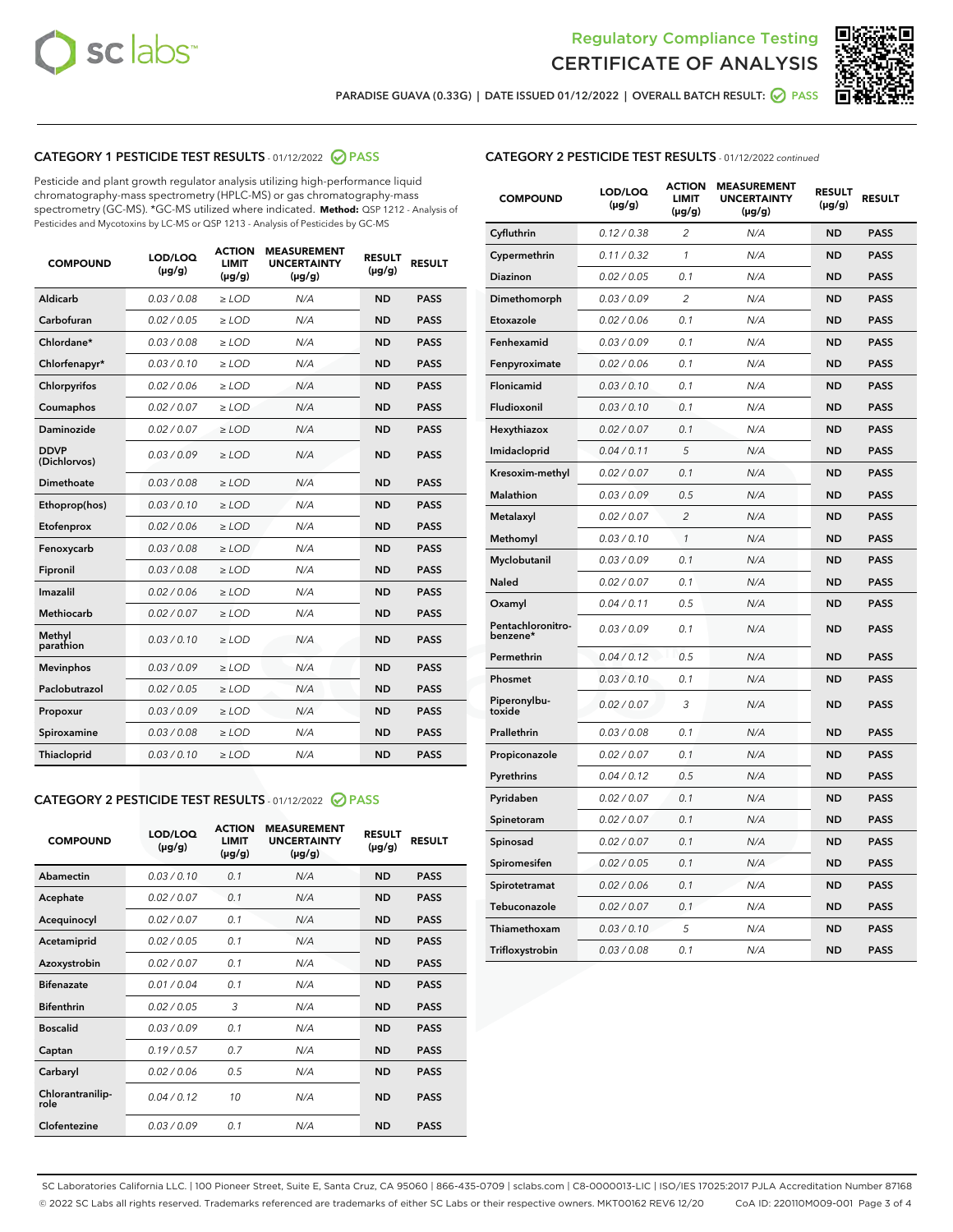Regulatory Compliance Testing

# CERTIFICATE OF ANALYSIS

PARADISE GUAVA (0.33G) | DATE ISSUED 01/12/2022 | OVERALL BATCH RESULT: PASS

## CATEGORY 1 PESTICIDE TEST RESULTS - 01/12/2022 PASS

Pesticide and plant growth regulator analysis utilizing high-performance liquid chromatography-mass spectrometry (HPLC-MS) or gas chromatography-mass spectrometry (GC-MS). *GC-MS utilized where indicated. **Method:** QSP 1212 - Analysis of Pesticides and Mycotoxins by LC-MS or QSP 1213 - Analysis of Pesticides by GC-MS

| COMPOUND | LOD/LOQ (µg/g) | ACTION LIMIT (µg/g) | MEASUREMENT UNCERTAINTY (µg/g) | RESULT (µg/g) | RESULT |
|---|---|---|---|---|---|
| Aldicarb | 0.03 / 0.08 | ≥ LOD | N/A | ND | PASS |
| Carbofuran | 0.02 / 0.05 | ≥ LOD | N/A | ND | PASS |
| Chlordane* | 0.03 / 0.08 | ≥ LOD | N/A | ND | PASS |
| Chlorfenapyr* | 0.03 / 0.10 | ≥ LOD | N/A | ND | PASS |
| Chlorpyrifos | 0.02 / 0.06 | ≥ LOD | N/A | ND | PASS |
| Coumaphos | 0.02 / 0.07 | ≥ LOD | N/A | ND | PASS |
| Daminozide | 0.02 / 0.07 | ≥ LOD | N/A | ND | PASS |
| DDVP (Dichlorvos) | 0.03 / 0.09 | ≥ LOD | N/A | ND | PASS |
| Dimethoate | 0.03 / 0.08 | ≥ LOD | N/A | ND | PASS |
| Ethoprop(hos) | 0.03 / 0.10 | ≥ LOD | N/A | ND | PASS |
| Etofenprox | 0.02 / 0.06 | ≥ LOD | N/A | ND | PASS |
| Fenoxycarb | 0.03 / 0.08 | ≥ LOD | N/A | ND | PASS |
| Fipronil | 0.03 / 0.08 | ≥ LOD | N/A | ND | PASS |
| Imazalil | 0.02 / 0.06 | ≥ LOD | N/A | ND | PASS |
| Methiocarb | 0.02 / 0.07 | ≥ LOD | N/A | ND | PASS |
| Methyl parathion | 0.03 / 0.10 | ≥ LOD | N/A | ND | PASS |
| Mevinphos | 0.03 / 0.09 | ≥ LOD | N/A | ND | PASS |
| Paclobutrazol | 0.02 / 0.05 | ≥ LOD | N/A | ND | PASS |
| Propoxur | 0.03 / 0.09 | ≥ LOD | N/A | ND | PASS |
| Spiroxamine | 0.03 / 0.08 | ≥ LOD | N/A | ND | PASS |
| Thiacloprid | 0.03 / 0.10 | ≥ LOD | N/A | ND | PASS |

## CATEGORY 2 PESTICIDE TEST RESULTS - 01/12/2022 PASS

| COMPOUND | LOD/LOQ (µg/g) | ACTION LIMIT (µg/g) | MEASUREMENT UNCERTAINTY (µg/g) | RESULT (µg/g) | RESULT |
|---|---|---|---|---|---|
| Abamectin | 0.03 / 0.10 | 0.1 | N/A | ND | PASS |
| Acephate | 0.02 / 0.07 | 0.1 | N/A | ND | PASS |
| Acequinocyl | 0.02 / 0.07 | 0.1 | N/A | ND | PASS |
| Acetamiprid | 0.02 / 0.05 | 0.1 | N/A | ND | PASS |
| Azoxystrobin | 0.02 / 0.07 | 0.1 | N/A | ND | PASS |
| Bifenazate | 0.01 / 0.04 | 0.1 | N/A | ND | PASS |
| Bifenthrin | 0.02 / 0.05 | 3 | N/A | ND | PASS |
| Boscalid | 0.03 / 0.09 | 0.1 | N/A | ND | PASS |
| Captan | 0.19 / 0.57 | 0.7 | N/A | ND | PASS |
| Carbaryl | 0.02 / 0.06 | 0.5 | N/A | ND | PASS |
| Chlorantraniliprole | 0.04 / 0.12 | 10 | N/A | ND | PASS |
| Clofentezine | 0.03 / 0.09 | 0.1 | N/A | ND | PASS |
| Cyfluthrin | 0.12 / 0.38 | 2 | N/A | ND | PASS |
| Cypermethrin | 0.11 / 0.32 | 1 | N/A | ND | PASS |
| Diazinon | 0.02 / 0.05 | 0.1 | N/A | ND | PASS |
| Dimethomorph | 0.03 / 0.09 | 2 | N/A | ND | PASS |
| Etoxazole | 0.02 / 0.06 | 0.1 | N/A | ND | PASS |
| Fenhexamid | 0.03 / 0.09 | 0.1 | N/A | ND | PASS |
| Fenpyroximate | 0.02 / 0.06 | 0.1 | N/A | ND | PASS |
| Flonicamid | 0.03 / 0.10 | 0.1 | N/A | ND | PASS |
| Fludioxonil | 0.03 / 0.10 | 0.1 | N/A | ND | PASS |
| Hexythiazox | 0.02 / 0.07 | 0.1 | N/A | ND | PASS |
| Imidacloprid | 0.04 / 0.11 | 5 | N/A | ND | PASS |
| Kresoxim-methyl | 0.02 / 0.07 | 0.1 | N/A | ND | PASS |
| Malathion | 0.03 / 0.09 | 0.5 | N/A | ND | PASS |
| Metalaxyl | 0.02 / 0.07 | 2 | N/A | ND | PASS |
| Methomyl | 0.03 / 0.10 | 1 | N/A | ND | PASS |
| Myclobutanil | 0.03 / 0.09 | 0.1 | N/A | ND | PASS |
| Naled | 0.02 / 0.07 | 0.1 | N/A | ND | PASS |
| Oxamyl | 0.04 / 0.11 | 0.5 | N/A | ND | PASS |
| Pentachloronitrobenzene* | 0.03 / 0.09 | 0.1 | N/A | ND | PASS |
| Permethrin | 0.04 / 0.12 | 0.5 | N/A | ND | PASS |
| Phosmet | 0.03 / 0.10 | 0.1 | N/A | ND | PASS |
| Piperonylbutoxide | 0.02 / 0.07 | 3 | N/A | ND | PASS |
| Prallethrin | 0.03 / 0.08 | 0.1 | N/A | ND | PASS |
| Propiconazole | 0.02 / 0.07 | 0.1 | N/A | ND | PASS |
| Pyrethrins | 0.04 / 0.12 | 0.5 | N/A | ND | PASS |
| Pyridaben | 0.02 / 0.07 | 0.1 | N/A | ND | PASS |
| Spinetoram | 0.02 / 0.07 | 0.1 | N/A | ND | PASS |
| Spinosad | 0.02 / 0.07 | 0.1 | N/A | ND | PASS |
| Spiromesifen | 0.02 / 0.05 | 0.1 | N/A | ND | PASS |
| Spirotetramat | 0.02 / 0.06 | 0.1 | N/A | ND | PASS |
| Tebuconazole | 0.02 / 0.07 | 0.1 | N/A | ND | PASS |
| Thiamethoxam | 0.03 / 0.10 | 5 | N/A | ND | PASS |
| Trifloxystrobin | 0.03 / 0.08 | 0.1 | N/A | ND | PASS |

SC Laboratories California LLC. | 100 Pioneer Street, Suite E, Santa Cruz, CA 95060 | 866-435-0709 | sclabs.com | C8-0000013-LIC | ISO/IES 17025:2017 PJLA Accreditation Number 87168
© 2022 SC Labs all rights reserved. Trademarks referenced are trademarks of either SC Labs or their respective owners. MKT00162 REV6 12/20 CoA ID: 220110M009-001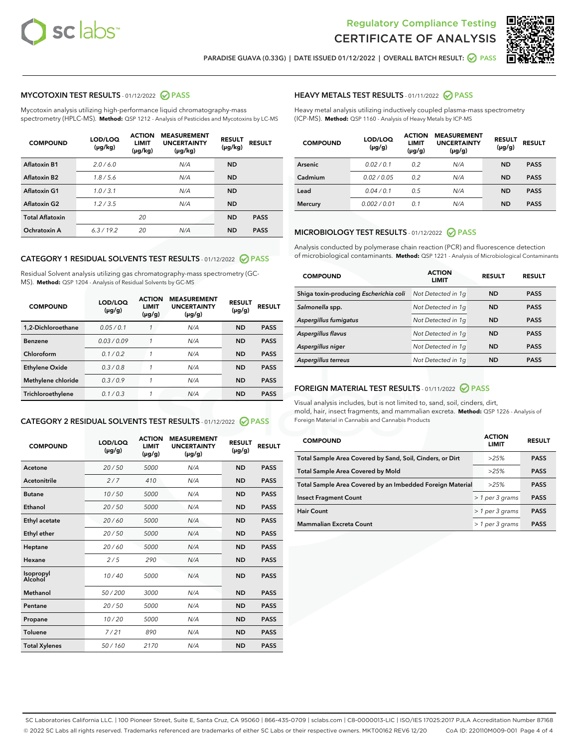# Regulatory Compliance Testing
# CERTIFICATE OF ANALYSIS

PARADISE GUAVA (0.33G) | DATE ISSUED 01/12/2022 | OVERALL BATCH RESULT: PASS

## MYCOTOXIN TEST RESULTS - 01/12/2022 PASS

Mycotoxin analysis utilizing high-performance liquid chromatography-mass spectrometry (HPLC-MS). **Method:** QSP 1212 - Analysis of Pesticides and Mycotoxins by LC-MS

| COMPOUND | LOD/LOQ (μg/kg) | ACTION LIMIT (μg/kg) | MEASUREMENT UNCERTAINTY (μg/kg) | RESULT (μg/kg) | RESULT |
|---|---|---|---|---|---|
| Aflatoxin B1 | 2.0 / 6.0 | | N/A | ND | |
| Aflatoxin B2 | 1.8 / 5.6 | | N/A | ND | |
| Aflatoxin G1 | 1.0 / 3.1 | | N/A | ND | |
| Aflatoxin G2 | 1.2 / 3.5 | | N/A | ND | |
| Total Aflatoxin | | 20 | | ND | PASS |
| Ochratoxin A | 6.3 / 19.2 | 20 | N/A | ND | PASS |

## CATEGORY 1 RESIDUAL SOLVENTS TEST RESULTS - 01/12/2022 PASS

Residual Solvent analysis utilizing gas chromatography-mass spectrometry (GC-MS). **Method:** QSP 1204 - Analysis of Residual Solvents by GC-MS

| COMPOUND | LOD/LOQ (μg/g) | ACTION LIMIT (μg/g) | MEASUREMENT UNCERTAINTY (μg/g) | RESULT (μg/g) | RESULT |
|---|---|---|---|---|---|
| 1,2-Dichloroethane | 0.05 / 0.1 | 1 | N/A | ND | PASS |
| Benzene | 0.03 / 0.09 | 1 | N/A | ND | PASS |
| Chloroform | 0.1 / 0.2 | 1 | N/A | ND | PASS |
| Ethylene Oxide | 0.3 / 0.8 | 1 | N/A | ND | PASS |
| Methylene chloride | 0.3 / 0.9 | 1 | N/A | ND | PASS |
| Trichloroethylene | 0.1 / 0.3 | 1 | N/A | ND | PASS |

## CATEGORY 2 RESIDUAL SOLVENTS TEST RESULTS - 01/12/2022 PASS

| COMPOUND | LOD/LOQ (μg/g) | ACTION LIMIT (μg/g) | MEASUREMENT UNCERTAINTY (μg/g) | RESULT (μg/g) | RESULT |
|---|---|---|---|---|---|
| Acetone | 20 / 50 | 5000 | N/A | ND | PASS |
| Acetonitrile | 2 / 7 | 410 | N/A | ND | PASS |
| Butane | 10 / 50 | 5000 | N/A | ND | PASS |
| Ethanol | 20 / 50 | 5000 | N/A | ND | PASS |
| Ethyl acetate | 20 / 60 | 5000 | N/A | ND | PASS |
| Ethyl ether | 20 / 50 | 5000 | N/A | ND | PASS |
| Heptane | 20 / 60 | 5000 | N/A | ND | PASS |
| Hexane | 2 / 5 | 290 | N/A | ND | PASS |
| Isopropyl Alcohol | 10 / 40 | 5000 | N/A | ND | PASS |
| Methanol | 50 / 200 | 3000 | N/A | ND | PASS |
| Pentane | 20 / 50 | 5000 | N/A | ND | PASS |
| Propane | 10 / 20 | 5000 | N/A | ND | PASS |
| Toluene | 7 / 21 | 890 | N/A | ND | PASS |
| Total Xylenes | 50 / 160 | 2170 | N/A | ND | PASS |

## HEAVY METALS TEST RESULTS - 01/11/2022 PASS

Heavy metal analysis utilizing inductively coupled plasma-mass spectrometry (ICP-MS). **Method:** QSP 1160 - Analysis of Heavy Metals by ICP-MS

| COMPOUND | LOD/LOQ (μg/g) | ACTION LIMIT (μg/g) | MEASUREMENT UNCERTAINTY (μg/g) | RESULT (μg/g) | RESULT |
|---|---|---|---|---|---|
| Arsenic | 0.02 / 0.1 | 0.2 | N/A | ND | PASS |
| Cadmium | 0.02 / 0.05 | 0.2 | N/A | ND | PASS |
| Lead | 0.04 / 0.1 | 0.5 | N/A | ND | PASS |
| Mercury | 0.002 / 0.01 | 0.1 | N/A | ND | PASS |

## MICROBIOLOGY TEST RESULTS - 01/12/2022 PASS

Analysis conducted by polymerase chain reaction (PCR) and fluorescence detection of microbiological contaminants. **Method:** QSP 1221 - Analysis of Microbiological Contaminants

| COMPOUND | ACTION LIMIT | RESULT | RESULT |
|---|---|---|---|
| Shiga toxin-producing *Escherichia coli* | Not Detected in 1g | ND | PASS |
| *Salmonella* spp. | Not Detected in 1g | ND | PASS |
| *Aspergillus fumigatus* | Not Detected in 1g | ND | PASS |
| *Aspergillus flavus* | Not Detected in 1g | ND | PASS |
| *Aspergillus niger* | Not Detected in 1g | ND | PASS |
| *Aspergillus terreus* | Not Detected in 1g | ND | PASS |

## FOREIGN MATERIAL TEST RESULTS - 01/11/2022 PASS

Visual analysis includes, but is not limited to, sand, soil, cinders, dirt, mold, hair, insect fragments, and mammalian excreta. **Method:** QSP 1226 - Analysis of Foreign Material in Cannabis and Cannabis Products

| COMPOUND | ACTION LIMIT | RESULT |
|---|---|---|
| Total Sample Area Covered by Sand, Soil, Cinders, or Dirt | >25% | PASS |
| Total Sample Area Covered by Mold | >25% | PASS |
| Total Sample Area Covered by an Imbedded Foreign Material | >25% | PASS |
| Insect Fragment Count | > 1 per 3 grams | PASS |
| Hair Count | > 1 per 3 grams | PASS |
| Mammalian Excreta Count | > 1 per 3 grams | PASS |

SC Laboratories California LLC. | 100 Pioneer Street, Suite E, Santa Cruz, CA 95060 | 866-435-0709 | sclabs.com | C8-0000013-LIC | ISO/IES 17025:2017 PJLA Accreditation Number 87168
© 2022 SC Labs all rights reserved. Trademarks referenced are trademarks of either SC Labs or their respective owners. MKT00162 REV6 12/20 CoA ID: 220110M009-001